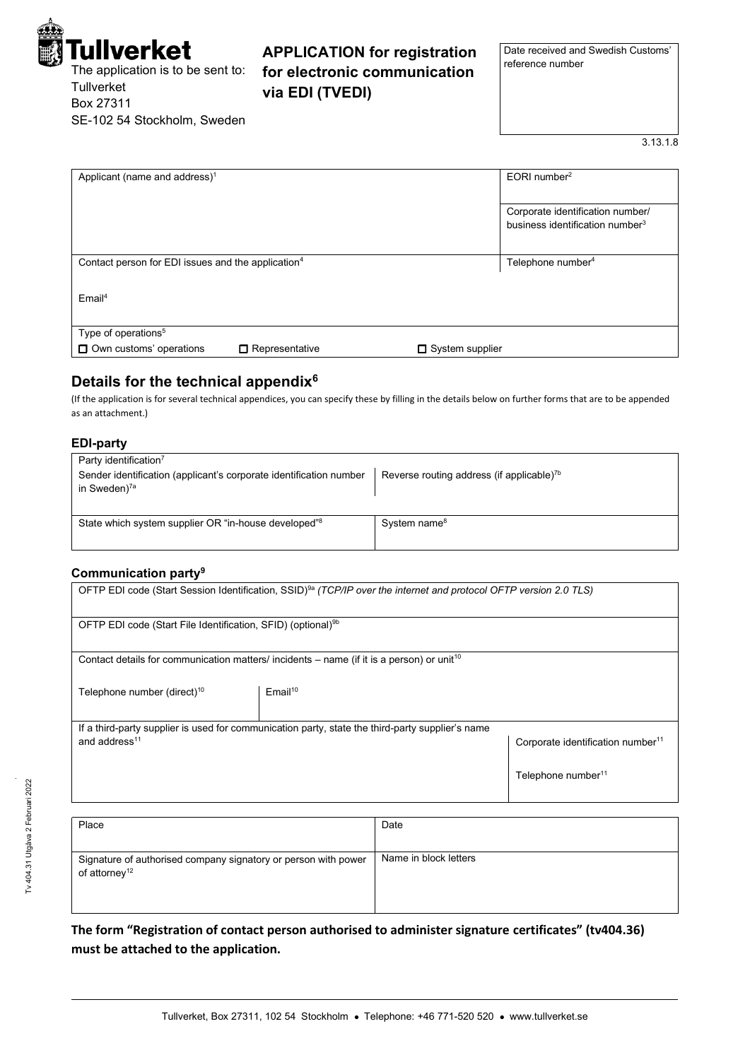**Tullverket**

The application is to be sent to:
Tullverket
Box 27311
SE-102 54 Stockholm, Sweden

## APPLICATION for registration for electronic communication via EDI (TVEDI)

| Date received and Swedish Customs' reference number |
|---|
| |

3.13.1.8

| Applicant (name and address)[1] | EORI number[2] |
|---|---|
| | Corporate identification number/ business identification number[3] |
| Contact person for EDI issues and the application[4] | Telephone number[4] |
| Email[4] | |

Type of operations[5]

☐ Own customs' operations ☐ Representative ☐ System supplier

## Details for the technical appendix[6]

(If the application is for several technical appendices, you can specify these by filling in the details below on further forms that are to be appended as an attachment.)

### EDI-party

Party identification[7]

| Sender identification (applicant's corporate identification number in Sweden)[7a] | Reverse routing address (if applicable)[7b] |
|---|---|
| State which system supplier OR "in-house developed"[8] | System name[8] |

### Communication party[9]

OFTP EDI code (Start Session Identification, SSID)[9a] *(TCP/IP over the internet and protocol OFTP version 2.0 TLS)*

OFTP EDI code (Start File Identification, SFID) (optional)[9b]

Contact details for communication matters/ incidents – name (if it is a person) or unit[10]

| Telephone number (direct)[10] | Email[10] |
|---|---|
| | |

| If a third-party supplier is used for communication party, state the third-party supplier's name and address[11] | Corporate identification number[11] |
|---|---|
| | Telephone number[11] |

| Place | Date |
|---|---|
| Signature of authorised company signatory or person with power of attorney[12] | Name in block letters |

**The form "Registration of contact person authorised to administer signature certificates" (tv404.36) must be attached to the application.**

Tv 404.31 Utgåva 2 Februari 2022

Tullverket, Box 27311, 102 54 Stockholm • Telephone: +46 771-520 520 • www.tullverket.se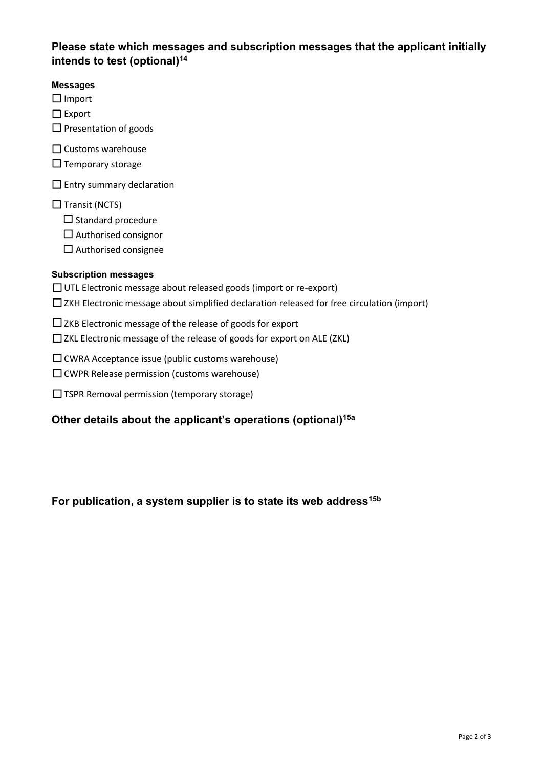## Please state which messages and subscription messages that the applicant initially intends to test (optional)[14]

**Messages**

- ☐ Import
- ☐ Export
- ☐ Presentation of goods
- ☐ Customs warehouse
- ☐ Temporary storage
- ☐ Entry summary declaration
- ☐ Transit (NCTS)
  - ☐ Standard procedure
  - ☐ Authorised consignor
  - ☐ Authorised consignee

**Subscription messages**

- ☐ UTL Electronic message about released goods (import or re-export)
- ☐ ZKH Electronic message about simplified declaration released for free circulation (import)
- ☐ ZKB Electronic message of the release of goods for export
- ☐ ZKL Electronic message of the release of goods for export on ALE (ZKL)
- ☐ CWRA Acceptance issue (public customs warehouse)
- ☐ CWPR Release permission (customs warehouse)
- ☐ TSPR Removal permission (temporary storage)

## Other details about the applicant's operations (optional)[15a]

## For publication, a system supplier is to state its web address[15b]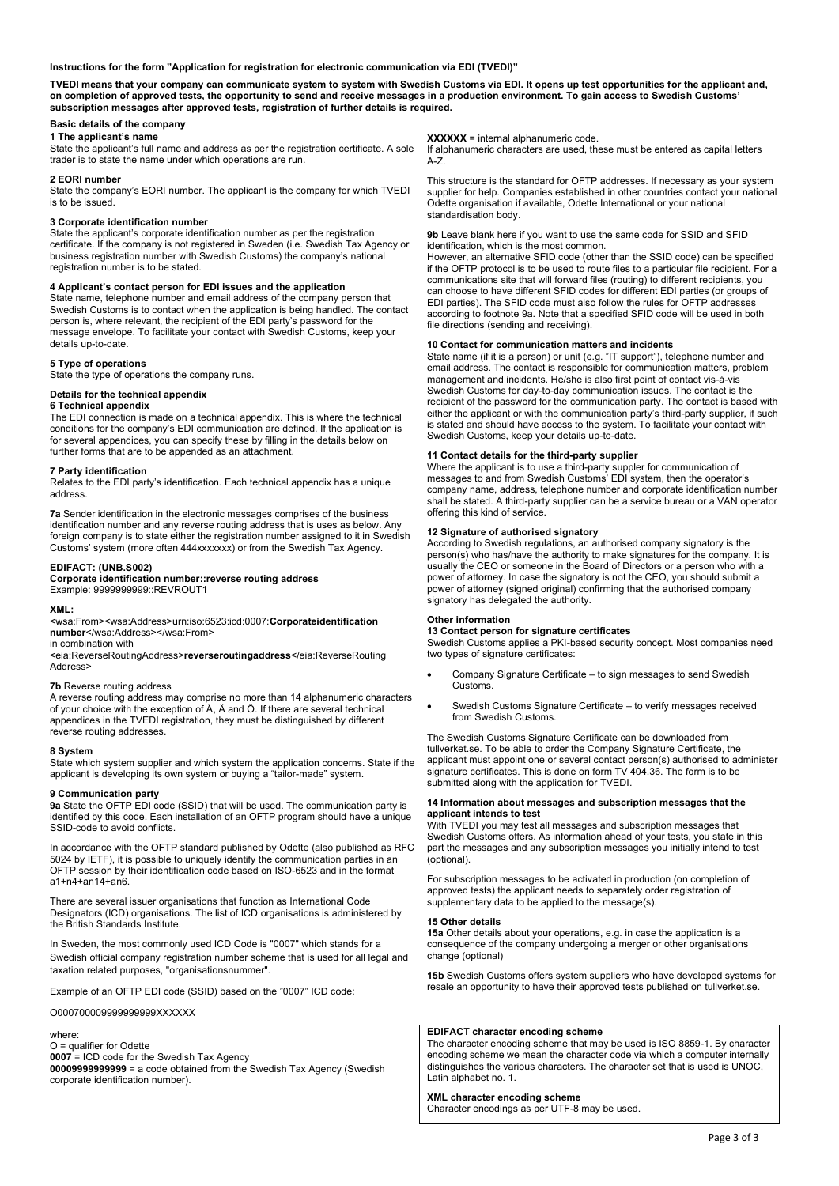**Instructions for the form "Application for registration for electronic communication via EDI (TVEDI)"**

**TVEDI means that your company can communicate system to system with Swedish Customs via EDI. It opens up test opportunities for the applicant and, on completion of approved tests, the opportunity to send and receive messages in a production environment. To gain access to Swedish Customs' subscription messages after approved tests, registration of further details is required.**

### Basic details of the company

**1 The applicant's name**

State the applicant's full name and address as per the registration certificate. A sole trader is to state the name under which operations are run.

**2 EORI number**

State the company's EORI number. The applicant is the company for which TVEDI is to be issued.

**3 Corporate identification number**

State the applicant's corporate identification number as per the registration certificate. If the company is not registered in Sweden (i.e. Swedish Tax Agency or business registration number with Swedish Customs) the company's national registration number is to be stated.

**4 Applicant's contact person for EDI issues and the application**

State name, telephone number and email address of the company person that Swedish Customs is to contact when the application is being handled. The contact person is, where relevant, the recipient of the EDI party's password for the message envelope. To facilitate your contact with Swedish Customs, keep your details up-to-date.

**5 Type of operations**

State the type of operations the company runs.

### Details for the technical appendix

**6 Technical appendix**

The EDI connection is made on a technical appendix. This is where the technical conditions for the company's EDI communication are defined. If the application is for several appendices, you can specify these by filling in the details below on further forms that are to be appended as an attachment.

**7 Party identification**

Relates to the EDI party's identification. Each technical appendix has a unique address.

**7a** Sender identification in the electronic messages comprises of the business identification number and any reverse routing address that is uses as below. Any foreign company is to state either the registration number assigned to it in Swedish Customs' system (more often 444xxxxxxx) or from the Swedish Tax Agency.

**EDIFACT: (UNB.S002)**
**Corporate identification number::reverse routing address**
Example: 9999999999::REVROUT1

**XML:**
<wsa:From><wsa:Address>urn:iso:6523:icd:0007:**Corporateidentification number**</wsa:Address></wsa:From>
in combination with
<eia:ReverseRoutingAddress>**reverseroutingaddress**</eia:ReverseRoutingAddress>

**7b** Reverse routing address

A reverse routing address may comprise no more than 14 alphanumeric characters of your choice with the exception of Å, Ä and Ö. If there are several technical appendices in the TVEDI registration, they must be distinguished by different reverse routing addresses.

**8 System**

State which system supplier and which system the application concerns. State if the applicant is developing its own system or buying a "tailor-made" system.

**9 Communication party**

**9a** State the OFTP EDI code (SSID) that will be used. The communication party is identified by this code. Each installation of an OFTP program should have a unique SSID-code to avoid conflicts.

In accordance with the OFTP standard published by Odette (also published as RFC 5024 by IETF), it is possible to uniquely identify the communication parties in an OFTP session by their identification code based on ISO-6523 and in the format a1+n4+an14+an6.

There are several issuer organisations that function as International Code Designators (ICD) organisations. The list of ICD organisations is administered by the British Standards Institute.

In Sweden, the most commonly used ICD Code is "0007" which stands for a Swedish official company registration number scheme that is used for all legal and taxation related purposes, "organisationsnummer".

Example of an OFTP EDI code (SSID) based on the "0007" ICD code:

O000700009999999999XXXXXX

where:
O = qualifier for Odette
**0007** = ICD code for the Swedish Tax Agency
**00009999999999** = a code obtained from the Swedish Tax Agency (Swedish corporate identification number).
**XXXXXX** = internal alphanumeric code.
If alphanumeric characters are used, these must be entered as capital letters A-Z.

This structure is the standard for OFTP addresses. If necessary as your system supplier for help. Companies established in other countries contact your national Odette organisation if available, Odette International or your national standardisation body.

**9b** Leave blank here if you want to use the same code for SSID and SFID identification, which is the most common.
However, an alternative SFID code (other than the SSID code) can be specified if the OFTP protocol is to be used to route files to a particular file recipient. For a communications site that will forward files (routing) to different recipients, you can choose to have different SFID codes for different EDI parties (or groups of EDI parties). The SFID code must also follow the rules for OFTP addresses according to footnote 9a. Note that a specified SFID code will be used in both file directions (sending and receiving).

**10 Contact for communication matters and incidents**

State name (if it is a person) or unit (e.g. "IT support"), telephone number and email address. The contact is responsible for communication matters, problem management and incidents. He/she is also first point of contact vis-à-vis Swedish Customs for day-to-day communication issues. The contact is the recipient of the password for the communication party. The contact is based with either the applicant or with the communication party's third-party supplier, if such is stated and should have access to the system. To facilitate your contact with Swedish Customs, keep your details up-to-date.

**11 Contact details for the third-party supplier**

Where the applicant is to use a third-party supplier for communication of messages to and from Swedish Customs' EDI system, then the operator's company name, address, telephone number and corporate identification number shall be stated. A third-party supplier can be a service bureau or a VAN operator offering this kind of service.

**12 Signature of authorised signatory**

According to Swedish regulations, an authorised company signatory is the person(s) who has/have the authority to make signatures for the company. It is usually the CEO or someone in the Board of Directors or a person who with a power of attorney. In case the signatory is not the CEO, you should submit a power of attorney (signed original) confirming that the authorised company signatory has delegated the authority.

### Other information

**13 Contact person for signature certificates**

Swedish Customs applies a PKI-based security concept. Most companies need two types of signature certificates:

- Company Signature Certificate – to sign messages to send Swedish Customs.
- Swedish Customs Signature Certificate – to verify messages received from Swedish Customs.

The Swedish Customs Signature Certificate can be downloaded from tullverket.se. To be able to order the Company Signature Certificate, the applicant must appoint one or several contact person(s) authorised to administer signature certificates. This is done on form TV 404.36. The form is to be submitted along with the application for TVEDI.

**14 Information about messages and subscription messages that the applicant intends to test**

With TVEDI you may test all messages and subscription messages that Swedish Customs offers. As information ahead of your tests, you state in this part the messages and any subscription messages you initially intend to test (optional).

For subscription messages to be activated in production (on completion of approved tests) the applicant needs to separately order registration of supplementary data to be applied to the message(s).

**15 Other details**

**15a** Other details about your operations, e.g. in case the application is a consequence of the company undergoing a merger or other organisations change (optional)

**15b** Swedish Customs offers system suppliers who have developed systems for resale an opportunity to have their approved tests published on tullverket.se.

**EDIFACT character encoding scheme**

The character encoding scheme that may be used is ISO 8859-1. By character encoding scheme we mean the character code via which a computer internally distinguishes the various characters. The character set that is used is UNOC, Latin alphabet no. 1.

**XML character encoding scheme**

Character encodings as per UTF-8 may be used.